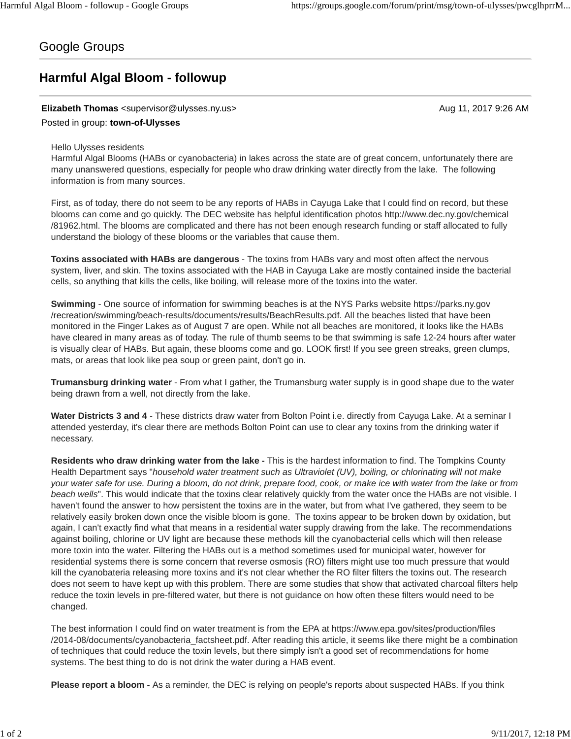Google Groups

# Harmful Algal Bloom - followup

**Elizabeth Thomas** <supervisor@ulysses.ny.us> Aug 11, 2017 9:26 AM

Posted in group: **town-of-Ulysses**

Hello Ulysses residents

Harmful Algal Blooms (HABs or cyanobacteria) in lakes across the state are of great concern, unfortunately there are many unanswered questions, especially for people who draw drinking water directly from the lake. The following information is from many sources.

First, as of today, there do not seem to be any reports of HABs in Cayuga Lake that I could find on record, but these blooms can come and go quickly. The DEC website has helpful identification photos http://www.dec.ny.gov/chemical/81962.html. The blooms are complicated and there has not been enough research funding or staff allocated to fully understand the biology of these blooms or the variables that cause them.

**Toxins associated with HABs are dangerous** - The toxins from HABs vary and most often affect the nervous system, liver, and skin. The toxins associated with the HAB in Cayuga Lake are mostly contained inside the bacterial cells, so anything that kills the cells, like boiling, will release more of the toxins into the water.

**Swimming** - One source of information for swimming beaches is at the NYS Parks website https://parks.ny.gov/recreation/swimming/beach-results/documents/results/BeachResults.pdf. All the beaches listed that have been monitored in the Finger Lakes as of August 7 are open. While not all beaches are monitored, it looks like the HABs have cleared in many areas as of today. The rule of thumb seems to be that swimming is safe 12-24 hours after water is visually clear of HABs. But again, these blooms come and go. LOOK first! If you see green streaks, green clumps, mats, or areas that look like pea soup or green paint, don't go in.

**Trumansburg drinking water** - From what I gather, the Trumansburg water supply is in good shape due to the water being drawn from a well, not directly from the lake.

**Water Districts 3 and 4** - These districts draw water from Bolton Point i.e. directly from Cayuga Lake. At a seminar I attended yesterday, it's clear there are methods Bolton Point can use to clear any toxins from the drinking water if necessary.

**Residents who draw drinking water from the lake -** This is the hardest information to find. The Tompkins County Health Department says "*household water treatment such as Ultraviolet (UV), boiling, or chlorinating will not make your water safe for use. During a bloom, do not drink, prepare food, cook, or make ice with water from the lake or from beach wells*". This would indicate that the toxins clear relatively quickly from the water once the HABs are not visible. I haven't found the answer to how persistent the toxins are in the water, but from what I've gathered, they seem to be relatively easily broken down once the visible bloom is gone. The toxins appear to be broken down by oxidation, but again, I can't exactly find what that means in a residential water supply drawing from the lake. The recommendations against boiling, chlorine or UV light are because these methods kill the cyanobacterial cells which will then release more toxin into the water. Filtering the HABs out is a method sometimes used for municipal water, however for residential systems there is some concern that reverse osmosis (RO) filters might use too much pressure that would kill the cyanobateria releasing more toxins and it's not clear whether the RO filter filters the toxins out. The research does not seem to have kept up with this problem. There are some studies that show that activated charcoal filters help reduce the toxin levels in pre-filtered water, but there is not guidance on how often these filters would need to be changed.

The best information I could find on water treatment is from the EPA at https://www.epa.gov/sites/production/files/2014-08/documents/cyanobacteria_factsheet.pdf. After reading this article, it seems like there might be a combination of techniques that could reduce the toxin levels, but there simply isn't a good set of recommendations for home systems. The best thing to do is not drink the water during a HAB event.

**Please report a bloom -** As a reminder, the DEC is relying on people's reports about suspected HABs. If you think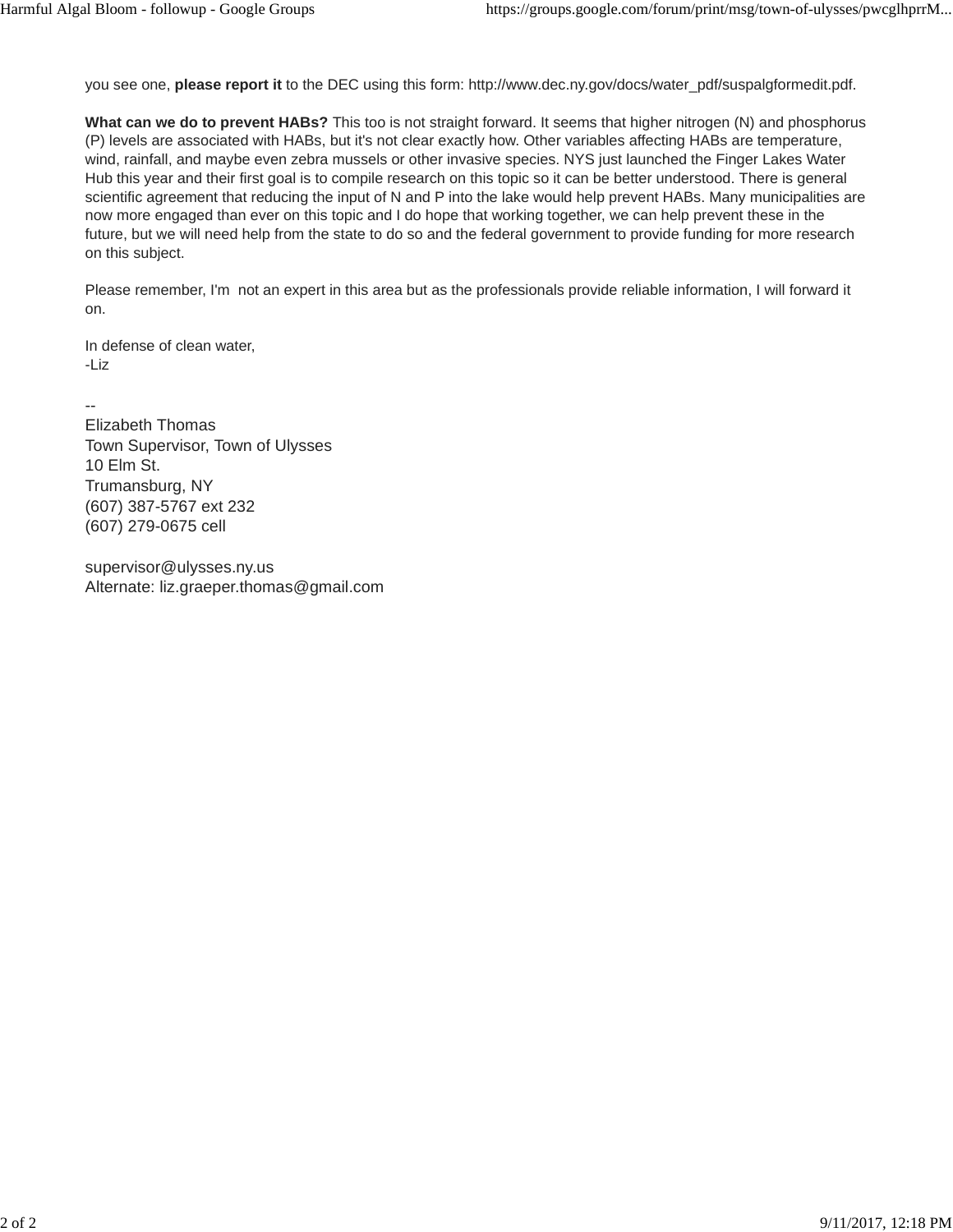you see one, **please report it** to the DEC using this form: http://www.dec.ny.gov/docs/water_pdf/suspalgformedit.pdf.

**What can we do to prevent HABs?** This too is not straight forward. It seems that higher nitrogen (N) and phosphorus (P) levels are associated with HABs, but it's not clear exactly how. Other variables affecting HABs are temperature, wind, rainfall, and maybe even zebra mussels or other invasive species. NYS just launched the Finger Lakes Water Hub this year and their first goal is to compile research on this topic so it can be better understood. There is general scientific agreement that reducing the input of N and P into the lake would help prevent HABs. Many municipalities are now more engaged than ever on this topic and I do hope that working together, we can help prevent these in the future, but we will need help from the state to do so and the federal government to provide funding for more research on this subject.

Please remember, I'm not an expert in this area but as the professionals provide reliable information, I will forward it on.

In defense of clean water,
-Liz

--
Elizabeth Thomas
Town Supervisor, Town of Ulysses
10 Elm St.
Trumansburg, NY
(607) 387-5767 ext 232
(607) 279-0675 cell

supervisor@ulysses.ny.us
Alternate: liz.graeper.thomas@gmail.com